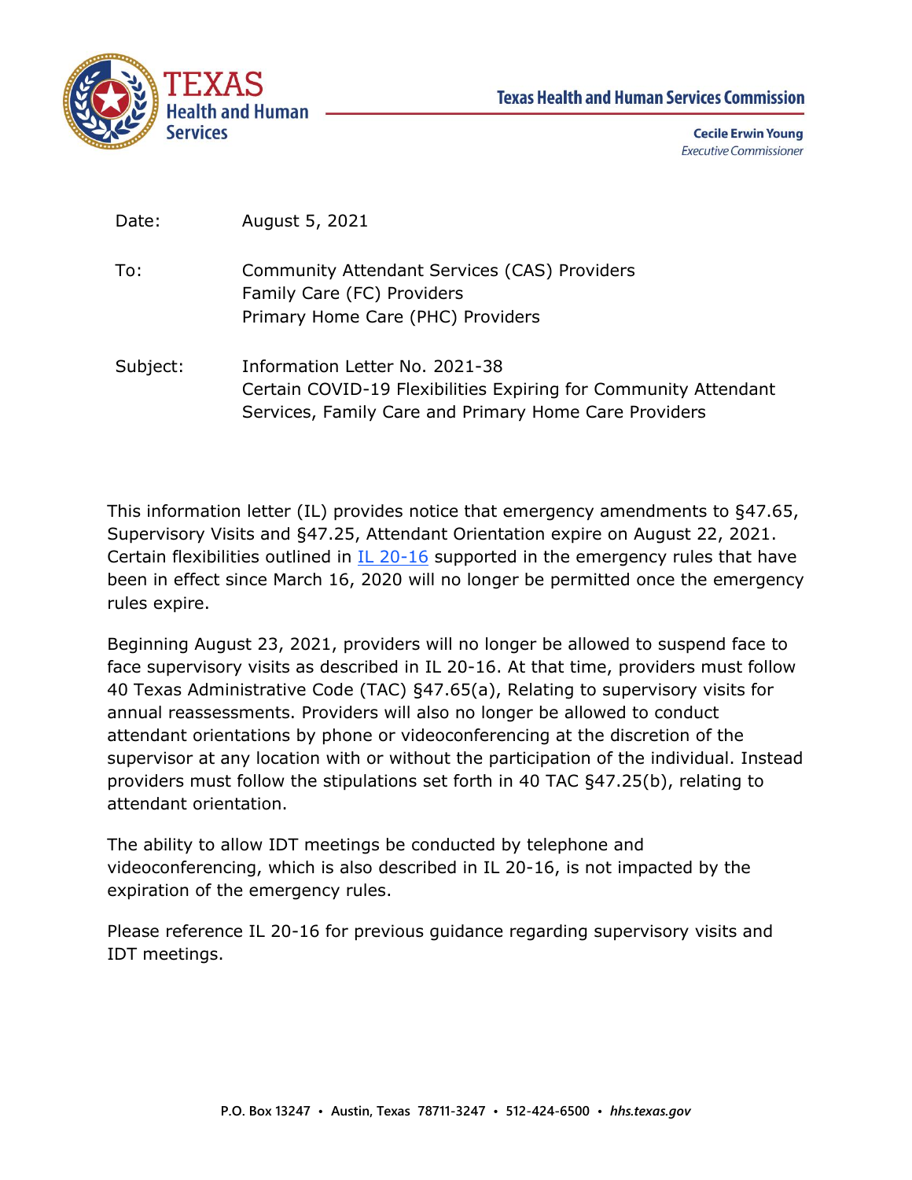**Texas Health and Human Services Commission**

**Cecile Erwin Young**
*Executive Commissioner*

| | |
|---|---|
| Date: | August 5, 2021 |
| To: | Community Attendant Services (CAS) Providers<br>Family Care (FC) Providers<br>Primary Home Care (PHC) Providers |
| Subject: | Information Letter No. 2021-38<br>Certain COVID-19 Flexibilities Expiring for Community Attendant Services, Family Care and Primary Home Care Providers |

This information letter (IL) provides notice that emergency amendments to §47.65, Supervisory Visits and §47.25, Attendant Orientation expire on August 22, 2021. Certain flexibilities outlined in IL 20-16 supported in the emergency rules that have been in effect since March 16, 2020 will no longer be permitted once the emergency rules expire.

Beginning August 23, 2021, providers will no longer be allowed to suspend face to face supervisory visits as described in IL 20-16. At that time, providers must follow 40 Texas Administrative Code (TAC) §47.65(a), Relating to supervisory visits for annual reassessments. Providers will also no longer be allowed to conduct attendant orientations by phone or videoconferencing at the discretion of the supervisor at any location with or without the participation of the individual. Instead providers must follow the stipulations set forth in 40 TAC §47.25(b), relating to attendant orientation.

The ability to allow IDT meetings be conducted by telephone and videoconferencing, which is also described in IL 20-16, is not impacted by the expiration of the emergency rules.

Please reference IL 20-16 for previous guidance regarding supervisory visits and IDT meetings.

P.O. Box 13247 • Austin, Texas 78711-3247 • 512-424-6500 • *hhs.texas.gov*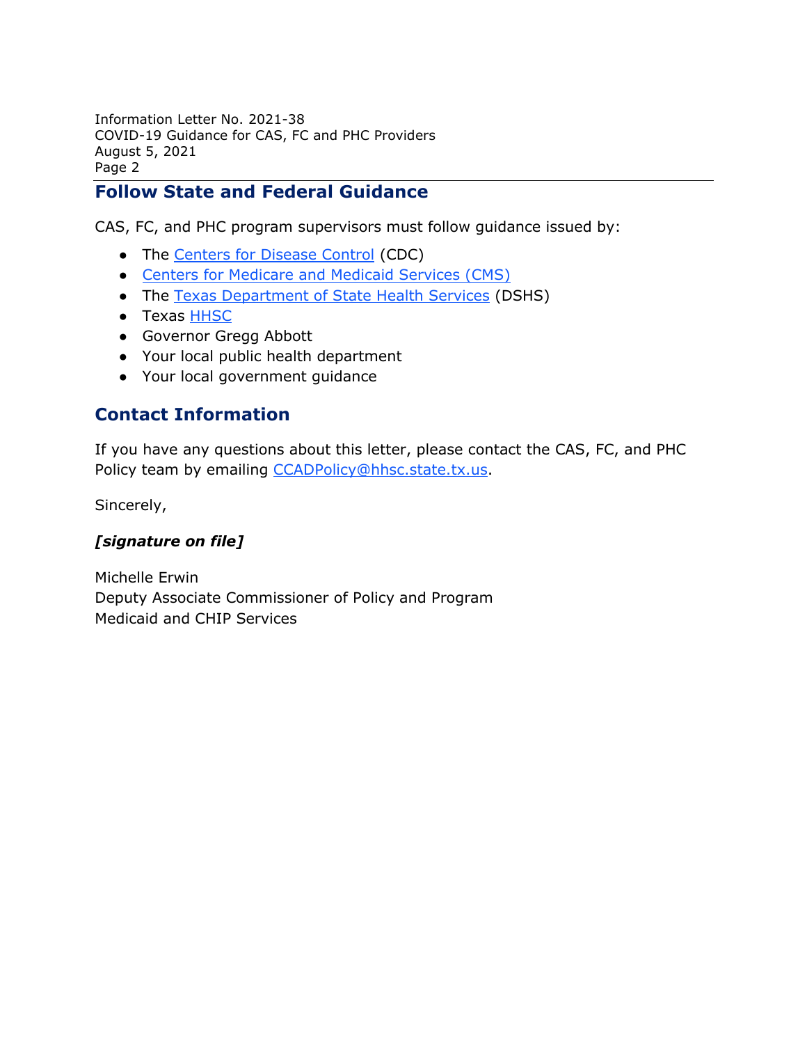## Follow State and Federal Guidance

CAS, FC, and PHC program supervisors must follow guidance issued by:

- The Centers for Disease Control (CDC)
- Centers for Medicare and Medicaid Services (CMS)
- The Texas Department of State Health Services (DSHS)
- Texas HHSC
- Governor Gregg Abbott
- Your local public health department
- Your local government guidance

## Contact Information

If you have any questions about this letter, please contact the CAS, FC, and PHC Policy team by emailing CCADPolicy@hhsc.state.tx.us.

Sincerely,

***[signature on file]***

Michelle Erwin
Deputy Associate Commissioner of Policy and Program
Medicaid and CHIP Services